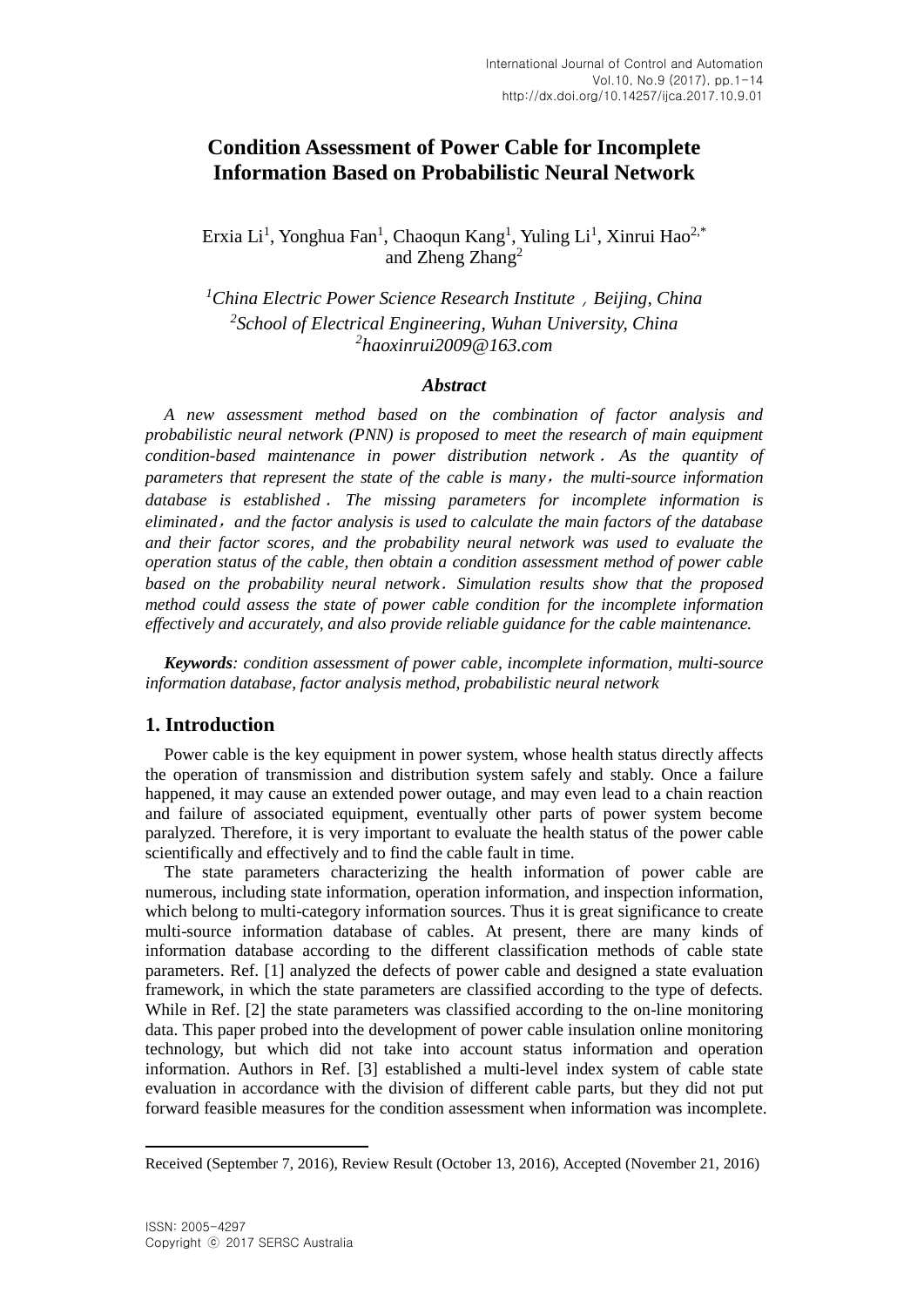# Condition Assessment of Power Cable for Incomplete Information Based on Probabilistic Neural Network

Erxia Li[1], Yonghua Fan[1], Chaoqun Kang[1], Yuling Li[1], Xinrui Hao[2,*] and Zheng Zhang[2]

[1]*China Electric Power Science Research Institute，Beijing, China*
[2]*School of Electrical Engineering, Wuhan University, China*
[2]*haoxinrui2009@163.com*

### *Abstract*

*A new assessment method based on the combination of factor analysis and probabilistic neural network (PNN) is proposed to meet the research of main equipment condition-based maintenance in power distribution network. As the quantity of parameters that represent the state of the cable is many，the multi-source information database is established. The missing parameters for incomplete information is eliminated，and the factor analysis is used to calculate the main factors of the database and their factor scores, and the probability neural network was used to evaluate the operation status of the cable, then obtain a condition assessment method of power cable based on the probability neural network. Simulation results show that the proposed method could assess the state of power cable condition for the incomplete information effectively and accurately, and also provide reliable guidance for the cable maintenance.*

***Keywords****: condition assessment of power cable, incomplete information, multi-source information database, factor analysis method, probabilistic neural network*

## 1. Introduction

Power cable is the key equipment in power system, whose health status directly affects the operation of transmission and distribution system safely and stably. Once a failure happened, it may cause an extended power outage, and may even lead to a chain reaction and failure of associated equipment, eventually other parts of power system become paralyzed. Therefore, it is very important to evaluate the health status of the power cable scientifically and effectively and to find the cable fault in time.

The state parameters characterizing the health information of power cable are numerous, including state information, operation information, and inspection information, which belong to multi-category information sources. Thus it is great significance to create multi-source information database of cables. At present, there are many kinds of information database according to the different classification methods of cable state parameters. Ref. [1] analyzed the defects of power cable and designed a state evaluation framework, in which the state parameters are classified according to the type of defects. While in Ref. [2] the state parameters was classified according to the on-line monitoring data. This paper probed into the development of power cable insulation online monitoring technology, but which did not take into account status information and operation information. Authors in Ref. [3] established a multi-level index system of cable state evaluation in accordance with the division of different cable parts, but they did not put forward feasible measures for the condition assessment when information was incomplete.

Received (September 7, 2016), Review Result (October 13, 2016), Accepted (November 21, 2016)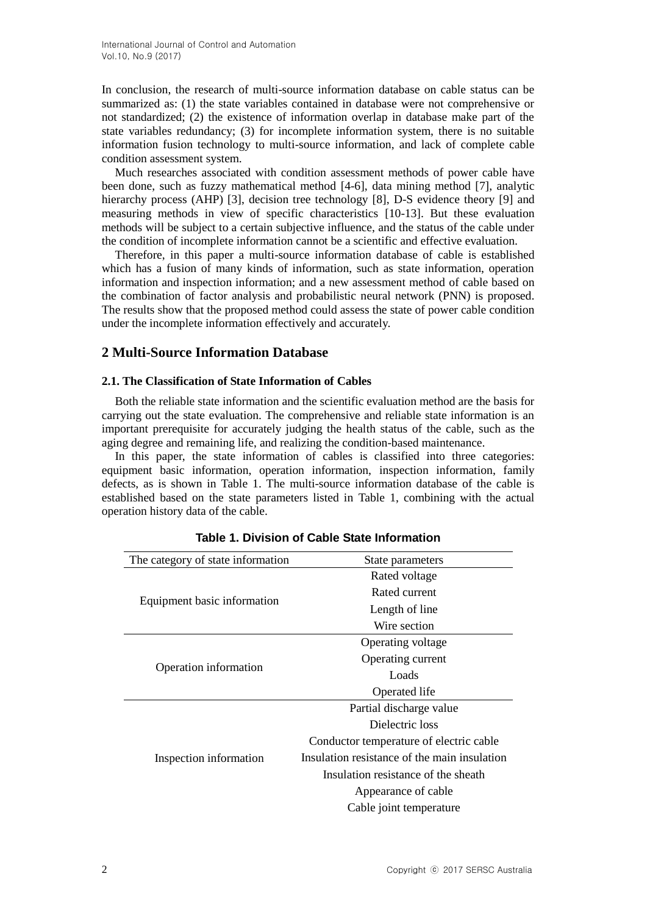In conclusion, the research of multi-source information database on cable status can be summarized as: (1) the state variables contained in database were not comprehensive or not standardized; (2) the existence of information overlap in database make part of the state variables redundancy; (3) for incomplete information system, there is no suitable information fusion technology to multi-source information, and lack of complete cable condition assessment system.

Much researches associated with condition assessment methods of power cable have been done, such as fuzzy mathematical method [4-6], data mining method [7], analytic hierarchy process (AHP) [3], decision tree technology [8], D-S evidence theory [9] and measuring methods in view of specific characteristics [10-13]. But these evaluation methods will be subject to a certain subjective influence, and the status of the cable under the condition of incomplete information cannot be a scientific and effective evaluation.

Therefore, in this paper a multi-source information database of cable is established which has a fusion of many kinds of information, such as state information, operation information and inspection information; and a new assessment method of cable based on the combination of factor analysis and probabilistic neural network (PNN) is proposed. The results show that the proposed method could assess the state of power cable condition under the incomplete information effectively and accurately.

## 2 Multi-Source Information Database

### 2.1. The Classification of State Information of Cables

Both the reliable state information and the scientific evaluation method are the basis for carrying out the state evaluation. The comprehensive and reliable state information is an important prerequisite for accurately judging the health status of the cable, such as the aging degree and remaining life, and realizing the condition-based maintenance.

In this paper, the state information of cables is classified into three categories: equipment basic information, operation information, inspection information, family defects, as is shown in Table 1. The multi-source information database of the cable is established based on the state parameters listed in Table 1, combining with the actual operation history data of the cable.

**Table 1. Division of Cable State Information**

| The category of state information | State parameters |
|---|---|
| Equipment basic information | Rated voltage |
| | Rated current |
| | Length of line |
| | Wire section |
| Operation information | Operating voltage |
| | Operating current |
| | Loads |
| | Operated life |
| Inspection information | Partial discharge value |
| | Dielectric loss |
| | Conductor temperature of electric cable |
| | Insulation resistance of the main insulation |
| | Insulation resistance of the sheath |
| | Appearance of cable |
| | Cable joint temperature |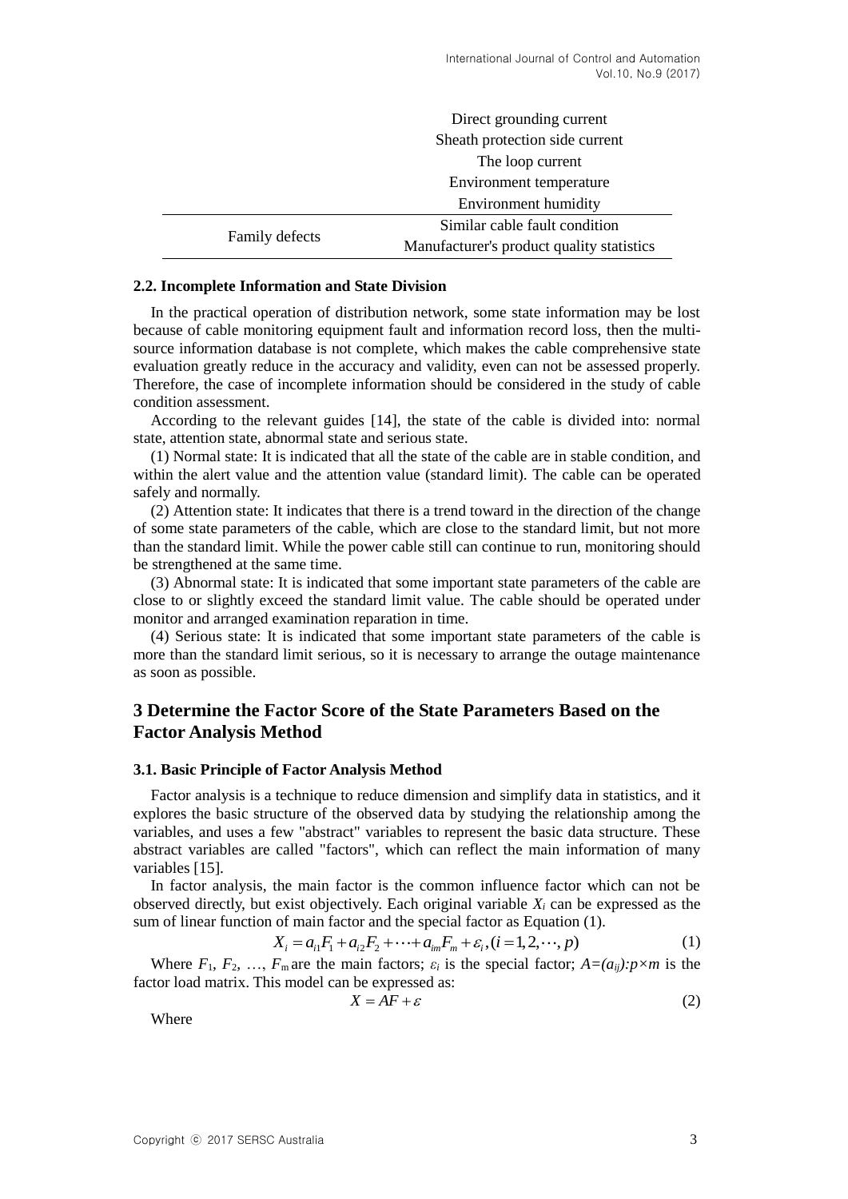| | |
|---|---|
| | Direct grounding current |
| | Sheath protection side current |
| | The loop current |
| | Environment temperature |
| | Environment humidity |
| Family defects | Similar cable fault condition |
| | Manufacturer's product quality statistics |

### 2.2. Incomplete Information and State Division

In the practical operation of distribution network, some state information may be lost because of cable monitoring equipment fault and information record loss, then the multi-source information database is not complete, which makes the cable comprehensive state evaluation greatly reduce in the accuracy and validity, even can not be assessed properly. Therefore, the case of incomplete information should be considered in the study of cable condition assessment.

According to the relevant guides [14], the state of the cable is divided into: normal state, attention state, abnormal state and serious state.

(1) Normal state: It is indicated that all the state of the cable are in stable condition, and within the alert value and the attention value (standard limit). The cable can be operated safely and normally.

(2) Attention state: It indicates that there is a trend toward in the direction of the change of some state parameters of the cable, which are close to the standard limit, but not more than the standard limit. While the power cable still can continue to run, monitoring should be strengthened at the same time.

(3) Abnormal state: It is indicated that some important state parameters of the cable are close to or slightly exceed the standard limit value. The cable should be operated under monitor and arranged examination reparation in time.

(4) Serious state: It is indicated that some important state parameters of the cable is more than the standard limit serious, so it is necessary to arrange the outage maintenance as soon as possible.

## 3 Determine the Factor Score of the State Parameters Based on the Factor Analysis Method

### 3.1. Basic Principle of Factor Analysis Method

Factor analysis is a technique to reduce dimension and simplify data in statistics, and it explores the basic structure of the observed data by studying the relationship among the variables, and uses a few "abstract" variables to represent the basic data structure. These abstract variables are called "factors", which can reflect the main information of many variables [15].

In factor analysis, the main factor is the common influence factor which can not be observed directly, but exist objectively. Each original variable $X_i$ can be expressed as the sum of linear function of main factor and the special factor as Equation (1).

$$X_i = a_{i1}F_1 + a_{i2}F_2 + \cdots + a_{im}F_m + \varepsilon_i, (i = 1, 2, \cdots, p) \tag{1}$$

Where $F_1$, $F_2$, …, $F_m$ are the main factors; $\varepsilon_i$ is the special factor; $A=(a_{ij}):p\times m$ is the factor load matrix. This model can be expressed as:

$$X = AF + \varepsilon \tag{2}$$

Where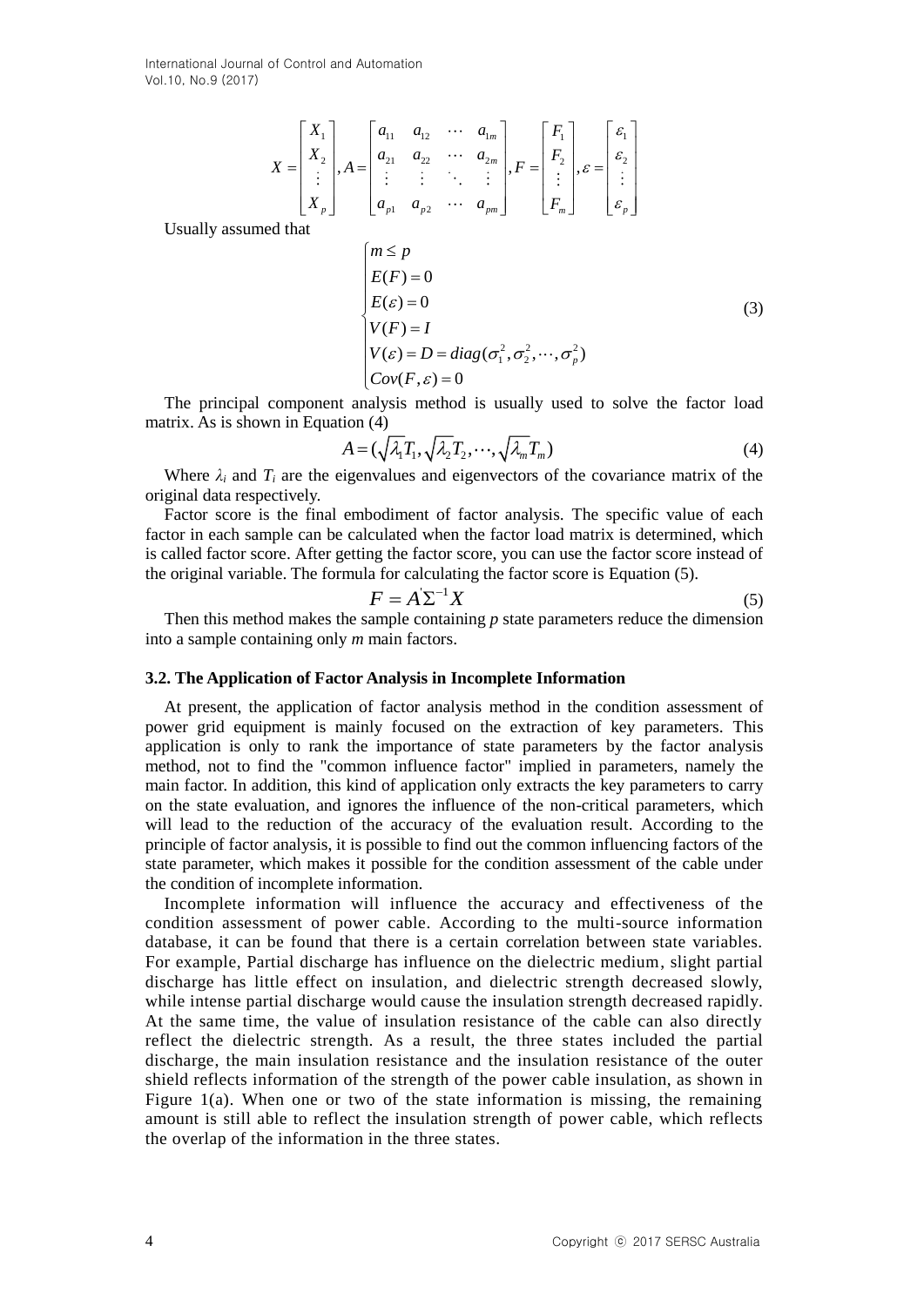$$X=\begin{bmatrix}X_1\\X_2\\\vdots\\X_p\end{bmatrix},A=\begin{bmatrix}a_{11}&a_{12}&\cdots&a_{1m}\\a_{21}&a_{22}&\cdots&a_{2m}\\\vdots&\vdots&\ddots&\vdots\\a_{p1}&a_{p2}&\cdots&a_{pm}\end{bmatrix},F=\begin{bmatrix}F_1\\F_2\\\vdots\\F_m\end{bmatrix},\varepsilon=\begin{bmatrix}\varepsilon_1\\\varepsilon_2\\\vdots\\\varepsilon_p\end{bmatrix}$$

Usually assumed that

$$\begin{cases}m\le p\\E(F)=0\\E(\varepsilon)=0\\V(F)=I\\V(\varepsilon)=D=diag(\sigma_1^2,\sigma_2^2,\cdots,\sigma_p^2)\\Cov(F,\varepsilon)=0\end{cases}\tag{3}$$

The principal component analysis method is usually used to solve the factor load matrix. As is shown in Equation (4)

$$A=(\sqrt{\lambda_1}T_1,\sqrt{\lambda_2}T_2,\cdots,\sqrt{\lambda_m}T_m)\tag{4}$$

Where $\lambda_i$ and $T_i$ are the eigenvalues and eigenvectors of the covariance matrix of the original data respectively.

Factor score is the final embodiment of factor analysis. The specific value of each factor in each sample can be calculated when the factor load matrix is determined, which is called factor score. After getting the factor score, you can use the factor score instead of the original variable. The formula for calculating the factor score is Equation (5).

$$F=A'\Sigma^{-1}X\tag{5}$$

Then this method makes the sample containing $p$ state parameters reduce the dimension into a sample containing only $m$ main factors.

### 3.2. The Application of Factor Analysis in Incomplete Information

At present, the application of factor analysis method in the condition assessment of power grid equipment is mainly focused on the extraction of key parameters. This application is only to rank the importance of state parameters by the factor analysis method, not to find the "common influence factor" implied in parameters, namely the main factor. In addition, this kind of application only extracts the key parameters to carry on the state evaluation, and ignores the influence of the non-critical parameters, which will lead to the reduction of the accuracy of the evaluation result. According to the principle of factor analysis, it is possible to find out the common influencing factors of the state parameter, which makes it possible for the condition assessment of the cable under the condition of incomplete information.

Incomplete information will influence the accuracy and effectiveness of the condition assessment of power cable. According to the multi-source information database, it can be found that there is a certain correlation between state variables. For example, Partial discharge has influence on the dielectric medium, slight partial discharge has little effect on insulation, and dielectric strength decreased slowly, while intense partial discharge would cause the insulation strength decreased rapidly. At the same time, the value of insulation resistance of the cable can also directly reflect the dielectric strength. As a result, the three states included the partial discharge, the main insulation resistance and the insulation resistance of the outer shield reflects information of the strength of the power cable insulation, as shown in Figure 1(a). When one or two of the state information is missing, the remaining amount is still able to reflect the insulation strength of power cable, which reflects the overlap of the information in the three states.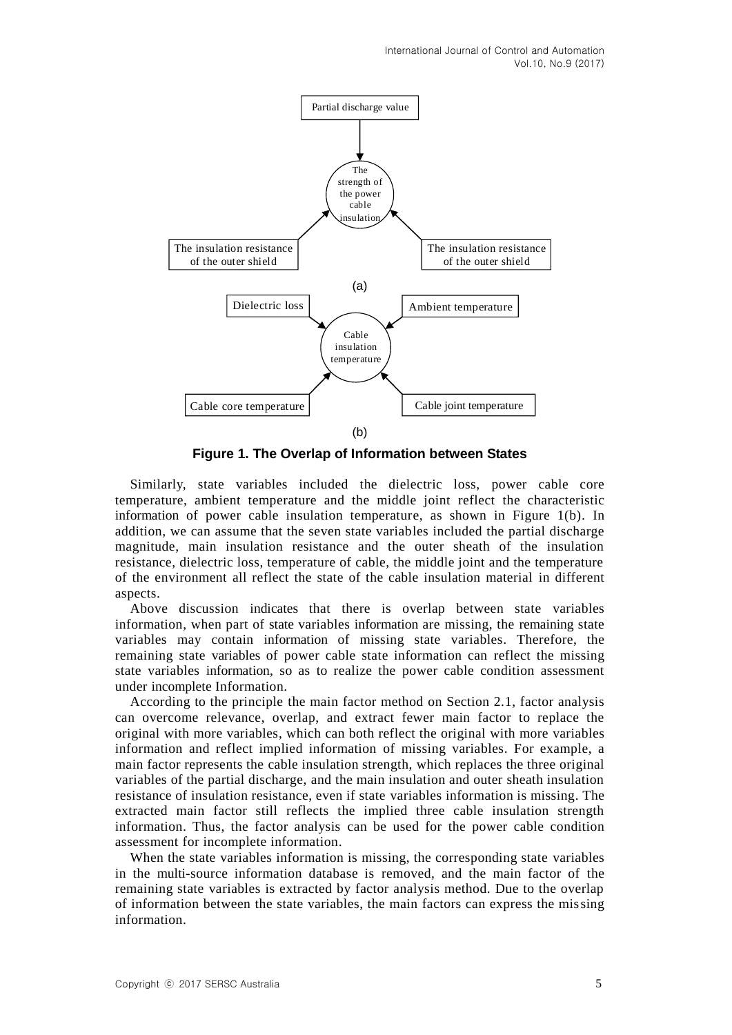Partial discharge value

The strength of the power cable insulation

The insulation resistance of the outer shield

The insulation resistance of the outer shield

(a)

Dielectric loss

Ambient temperature

Cable insulation temperature

Cable core temperature

Cable joint temperature

(b)

**Figure 1. The Overlap of Information between States**

Similarly, state variables included the dielectric loss, power cable core temperature, ambient temperature and the middle joint reflect the characteristic information of power cable insulation temperature, as shown in Figure 1(b). In addition, we can assume that the seven state variables included the partial discharge magnitude, main insulation resistance and the outer sheath of the insulation resistance, dielectric loss, temperature of cable, the middle joint and the temperature of the environment all reflect the state of the cable insulation material in different aspects.

Above discussion indicates that there is overlap between state variables information, when part of state variables information are missing, the remaining state variables may contain information of missing state variables. Therefore, the remaining state variables of power cable state information can reflect the missing state variables information, so as to realize the power cable condition assessment under incomplete Information.

According to the principle the main factor method on Section 2.1, factor analysis can overcome relevance, overlap, and extract fewer main factor to replace the original with more variables, which can both reflect the original with more variables information and reflect implied information of missing variables. For example, a main factor represents the cable insulation strength, which replaces the three original variables of the partial discharge, and the main insulation and outer sheath insulation resistance of insulation resistance, even if state variables information is missing. The extracted main factor still reflects the implied three cable insulation strength information. Thus, the factor analysis can be used for the power cable condition assessment for incomplete information.

When the state variables information is missing, the corresponding state variables in the multi-source information database is removed, and the main factor of the remaining state variables is extracted by factor analysis method. Due to the overlap of information between the state variables, the main factors can express the missing information.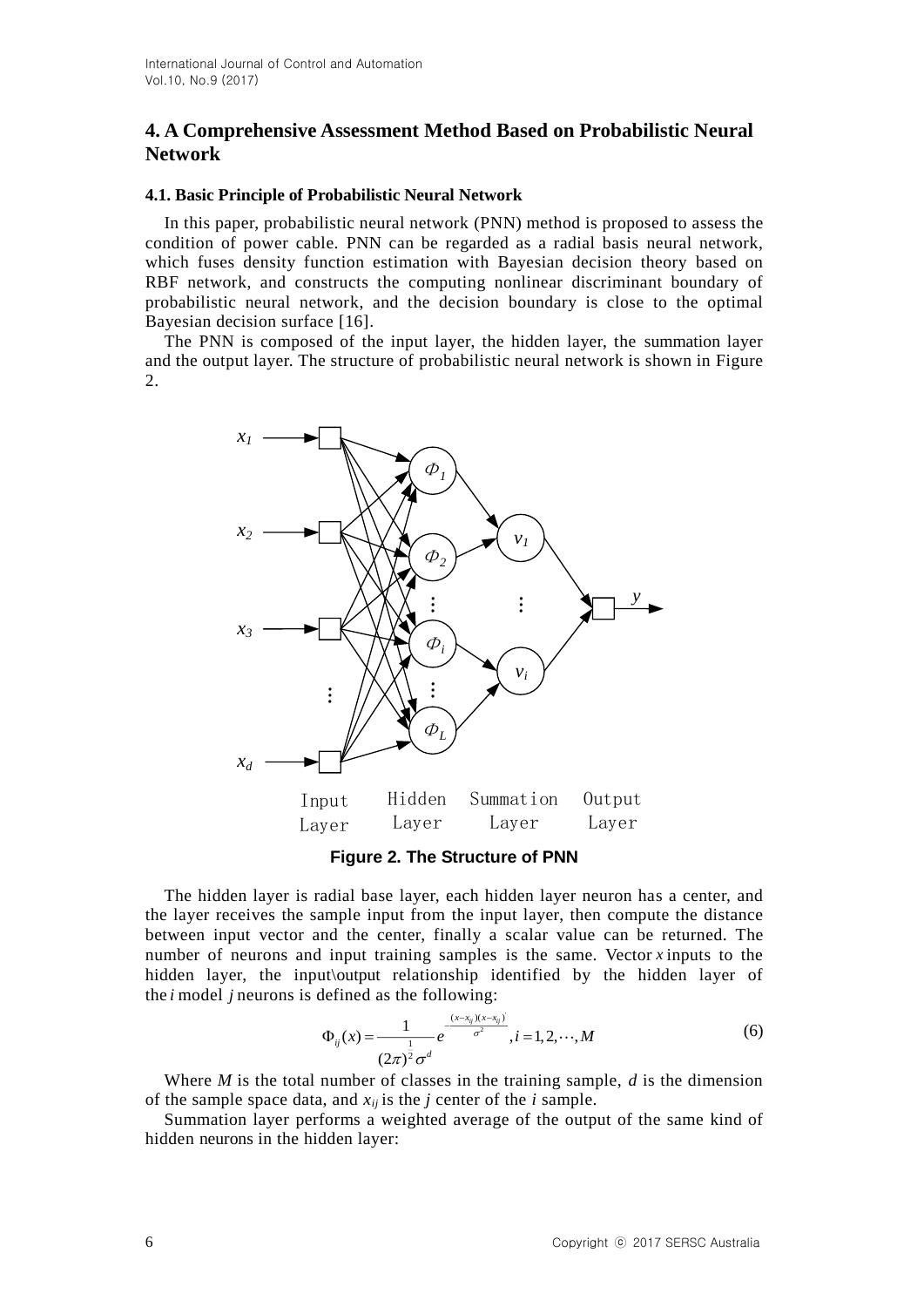## 4. A Comprehensive Assessment Method Based on Probabilistic Neural Network

### 4.1. Basic Principle of Probabilistic Neural Network

In this paper, probabilistic neural network (PNN) method is proposed to assess the condition of power cable. PNN can be regarded as a radial basis neural network, which fuses density function estimation with Bayesian decision theory based on RBF network, and constructs the computing nonlinear discriminant boundary of probabilistic neural network, and the decision boundary is close to the optimal Bayesian decision surface [16].

The PNN is composed of the input layer, the hidden layer, the summation layer and the output layer. The structure of probabilistic neural network is shown in Figure 2.

**Figure 2. The Structure of PNN**

The hidden layer is radial base layer, each hidden layer neuron has a center, and the layer receives the sample input from the input layer, then compute the distance between input vector and the center, finally a scalar value can be returned. The number of neurons and input training samples is the same. Vector $x$ inputs to the hidden layer, the input\output relationship identified by the hidden layer of the $i$ model $j$ neurons is defined as the following:

$$\Phi_{ij}(x) = \frac{1}{(2\pi)^{\frac{1}{2}}\sigma^{d}} e^{-\frac{(x-x_{ij})(x-x_{ij})^{'}}{\sigma^{2}}}, i = 1, 2, \cdots, M \tag{6}$$

Where $M$ is the total number of classes in the training sample, $d$ is the dimension of the sample space data, and $x_{ij}$ is the $j$ center of the $i$ sample.

Summation layer performs a weighted average of the output of the same kind of hidden neurons in the hidden layer: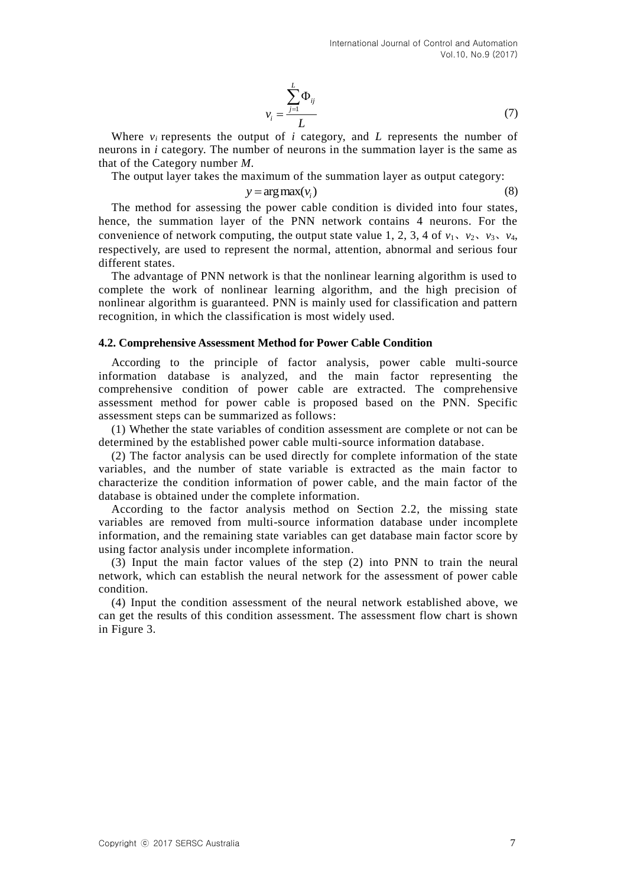$$v_i = \frac{\sum_{j=1}^{L} \Phi_{ij}}{L} \tag{7}$$

Where $v_i$ represents the output of $i$ category, and $L$ represents the number of neurons in $i$ category. The number of neurons in the summation layer is the same as that of the Category number $M$.

The output layer takes the maximum of the summation layer as output category:

$$y = \arg\max(v_i) \tag{8}$$

The method for assessing the power cable condition is divided into four states, hence, the summation layer of the PNN network contains 4 neurons. For the convenience of network computing, the output state value 1, 2, 3, 4 of $v_1$、$v_2$、$v_3$、$v_4$, respectively, are used to represent the normal, attention, abnormal and serious four different states.

The advantage of PNN network is that the nonlinear learning algorithm is used to complete the work of nonlinear learning algorithm, and the high precision of nonlinear algorithm is guaranteed. PNN is mainly used for classification and pattern recognition, in which the classification is most widely used.

### 4.2. Comprehensive Assessment Method for Power Cable Condition

According to the principle of factor analysis, power cable multi-source information database is analyzed, and the main factor representing the comprehensive condition of power cable are extracted. The comprehensive assessment method for power cable is proposed based on the PNN. Specific assessment steps can be summarized as follows:

(1) Whether the state variables of condition assessment are complete or not can be determined by the established power cable multi-source information database.

(2) The factor analysis can be used directly for complete information of the state variables, and the number of state variable is extracted as the main factor to characterize the condition information of power cable, and the main factor of the database is obtained under the complete information.

According to the factor analysis method on Section 2.2, the missing state variables are removed from multi-source information database under incomplete information, and the remaining state variables can get database main factor score by using factor analysis under incomplete information.

(3) Input the main factor values of the step (2) into PNN to train the neural network, which can establish the neural network for the assessment of power cable condition.

(4) Input the condition assessment of the neural network established above, we can get the results of this condition assessment. The assessment flow chart is shown in Figure 3.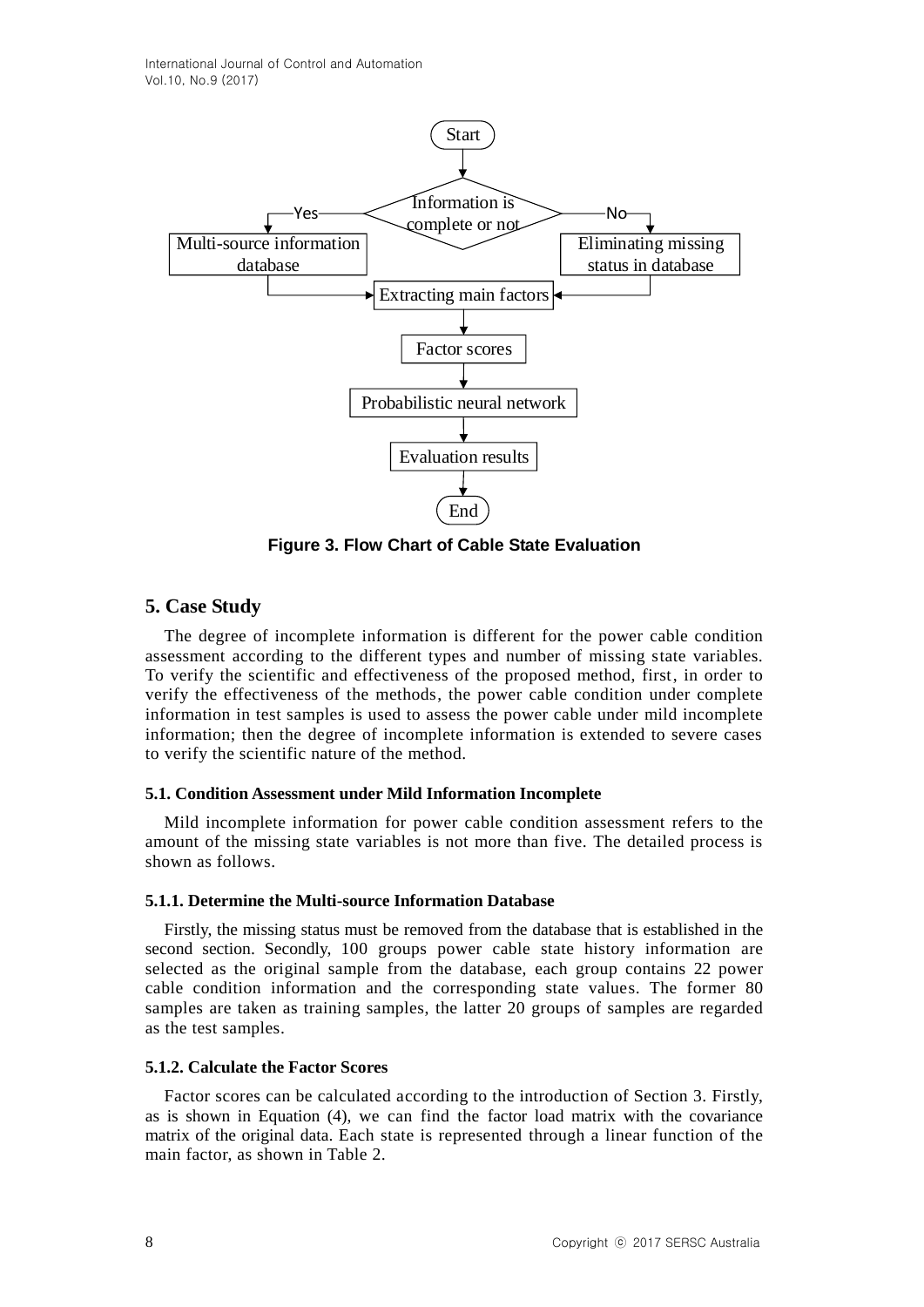Figure 3. Flow Chart of Cable State Evaluation

## 5. Case Study

The degree of incomplete information is different for the power cable condition assessment according to the different types and number of missing state variables. To verify the scientific and effectiveness of the proposed method, first, in order to verify the effectiveness of the methods, the power cable condition under complete information in test samples is used to assess the power cable under mild incomplete information; then the degree of incomplete information is extended to severe cases to verify the scientific nature of the method.

### 5.1. Condition Assessment under Mild Information Incomplete

Mild incomplete information for power cable condition assessment refers to the amount of the missing state variables is not more than five. The detailed process is shown as follows.

#### 5.1.1. Determine the Multi-source Information Database

Firstly, the missing status must be removed from the database that is established in the second section. Secondly, 100 groups power cable state history information are selected as the original sample from the database, each group contains 22 power cable condition information and the corresponding state values. The former 80 samples are taken as training samples, the latter 20 groups of samples are regarded as the test samples.

#### 5.1.2. Calculate the Factor Scores

Factor scores can be calculated according to the introduction of Section 3. Firstly, as is shown in Equation (4), we can find the factor load matrix with the covariance matrix of the original data. Each state is represented through a linear function of the main factor, as shown in Table 2.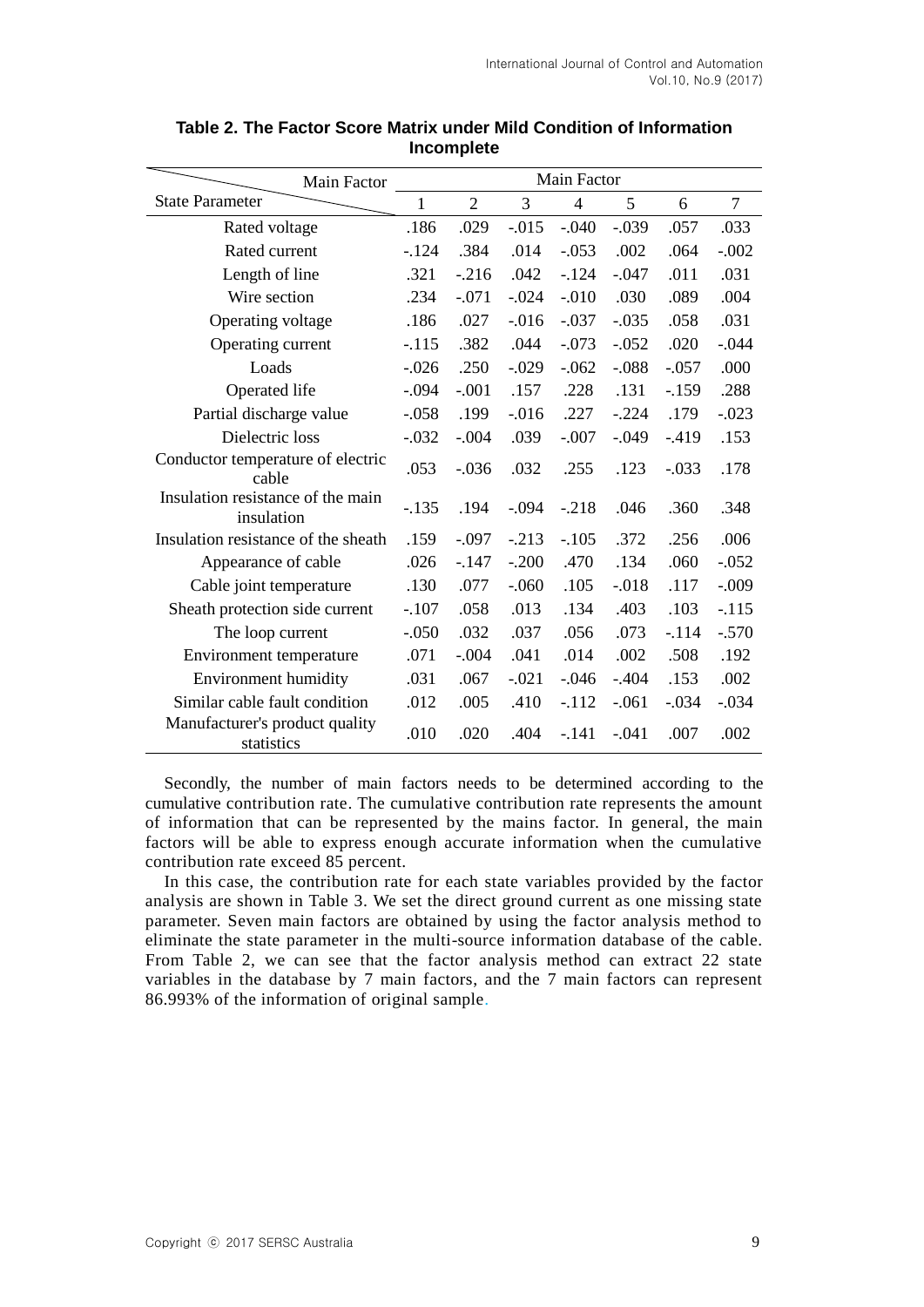**Table 2. The Factor Score Matrix under Mild Condition of Information Incomplete**

| State Parameter \ Main Factor | 1 | 2 | 3 | 4 | 5 | 6 | 7 |
|---|---|---|---|---|---|---|---|
| Rated voltage | .186 | .029 | -.015 | -.040 | -.039 | .057 | .033 |
| Rated current | -.124 | .384 | .014 | -.053 | .002 | .064 | -.002 |
| Length of line | .321 | -.216 | .042 | -.124 | -.047 | .011 | .031 |
| Wire section | .234 | -.071 | -.024 | -.010 | .030 | .089 | .004 |
| Operating voltage | .186 | .027 | -.016 | -.037 | -.035 | .058 | .031 |
| Operating current | -.115 | .382 | .044 | -.073 | -.052 | .020 | -.044 |
| Loads | -.026 | .250 | -.029 | -.062 | -.088 | -.057 | .000 |
| Operated life | -.094 | -.001 | .157 | .228 | .131 | -.159 | .288 |
| Partial discharge value | -.058 | .199 | -.016 | .227 | -.224 | .179 | -.023 |
| Dielectric loss | -.032 | -.004 | .039 | -.007 | -.049 | -.419 | .153 |
| Conductor temperature of electric cable | .053 | -.036 | .032 | .255 | .123 | -.033 | .178 |
| Insulation resistance of the main insulation | -.135 | .194 | -.094 | -.218 | .046 | .360 | .348 |
| Insulation resistance of the sheath | .159 | -.097 | -.213 | -.105 | .372 | .256 | .006 |
| Appearance of cable | .026 | -.147 | -.200 | .470 | .134 | .060 | -.052 |
| Cable joint temperature | .130 | .077 | -.060 | .105 | -.018 | .117 | -.009 |
| Sheath protection side current | -.107 | .058 | .013 | .134 | .403 | .103 | -.115 |
| The loop current | -.050 | .032 | .037 | .056 | .073 | -.114 | -.570 |
| Environment temperature | .071 | -.004 | .041 | .014 | .002 | .508 | .192 |
| Environment humidity | .031 | .067 | -.021 | -.046 | -.404 | .153 | .002 |
| Similar cable fault condition | .012 | .005 | .410 | -.112 | -.061 | -.034 | -.034 |
| Manufacturer's product quality statistics | .010 | .020 | .404 | -.141 | -.041 | .007 | .002 |

Secondly, the number of main factors needs to be determined according to the cumulative contribution rate. The cumulative contribution rate represents the amount of information that can be represented by the mains factor. In general, the main factors will be able to express enough accurate information when the cumulative contribution rate exceed 85 percent.

In this case, the contribution rate for each state variables provided by the factor analysis are shown in Table 3. We set the direct ground current as one missing state parameter. Seven main factors are obtained by using the factor analysis method to eliminate the state parameter in the multi-source information database of the cable. From Table 2, we can see that the factor analysis method can extract 22 state variables in the database by 7 main factors, and the 7 main factors can represent 86.993% of the information of original sample.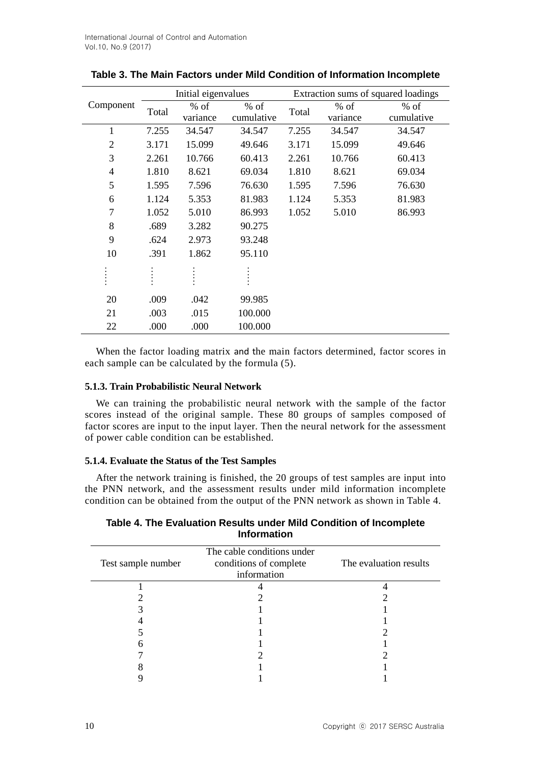**Table 3. The Main Factors under Mild Condition of Information Incomplete**

| Component | Initial eigenvalues | | | Extraction sums of squared loadings | | |
|---|---|---|---|---|---|---|
| | Total | % of variance | % of cumulative | Total | % of variance | % of cumulative |
| 1 | 7.255 | 34.547 | 34.547 | 7.255 | 34.547 | 34.547 |
| 2 | 3.171 | 15.099 | 49.646 | 3.171 | 15.099 | 49.646 |
| 3 | 2.261 | 10.766 | 60.413 | 2.261 | 10.766 | 60.413 |
| 4 | 1.810 | 8.621 | 69.034 | 1.810 | 8.621 | 69.034 |
| 5 | 1.595 | 7.596 | 76.630 | 1.595 | 7.596 | 76.630 |
| 6 | 1.124 | 5.353 | 81.983 | 1.124 | 5.353 | 81.983 |
| 7 | 1.052 | 5.010 | 86.993 | 1.052 | 5.010 | 86.993 |
| 8 | .689 | 3.282 | 90.275 | | | |
| 9 | .624 | 2.973 | 93.248 | | | |
| 10 | .391 | 1.862 | 95.110 | | | |
| ⋮ | ⋮ | ⋮ | ⋮ | | | |
| 20 | .009 | .042 | 99.985 | | | |
| 21 | .003 | .015 | 100.000 | | | |
| 22 | .000 | .000 | 100.000 | | | |

When the factor loading matrix and the main factors determined, factor scores in each sample can be calculated by the formula (5).

#### 5.1.3. Train Probabilistic Neural Network

We can training the probabilistic neural network with the sample of the factor scores instead of the original sample. These 80 groups of samples composed of factor scores are input to the input layer. Then the neural network for the assessment of power cable condition can be established.

#### 5.1.4. Evaluate the Status of the Test Samples

After the network training is finished, the 20 groups of test samples are input into the PNN network, and the assessment results under mild information incomplete condition can be obtained from the output of the PNN network as shown in Table 4.

**Table 4. The Evaluation Results under Mild Condition of Incomplete Information**

| Test sample number | The cable conditions under conditions of complete information | The evaluation results |
|---|---|---|
| 1 | 4 | 4 |
| 2 | 2 | 2 |
| 3 | 1 | 1 |
| 4 | 1 | 1 |
| 5 | 1 | 2 |
| 6 | 1 | 1 |
| 7 | 2 | 2 |
| 8 | 1 | 1 |
| 9 | 1 | 1 |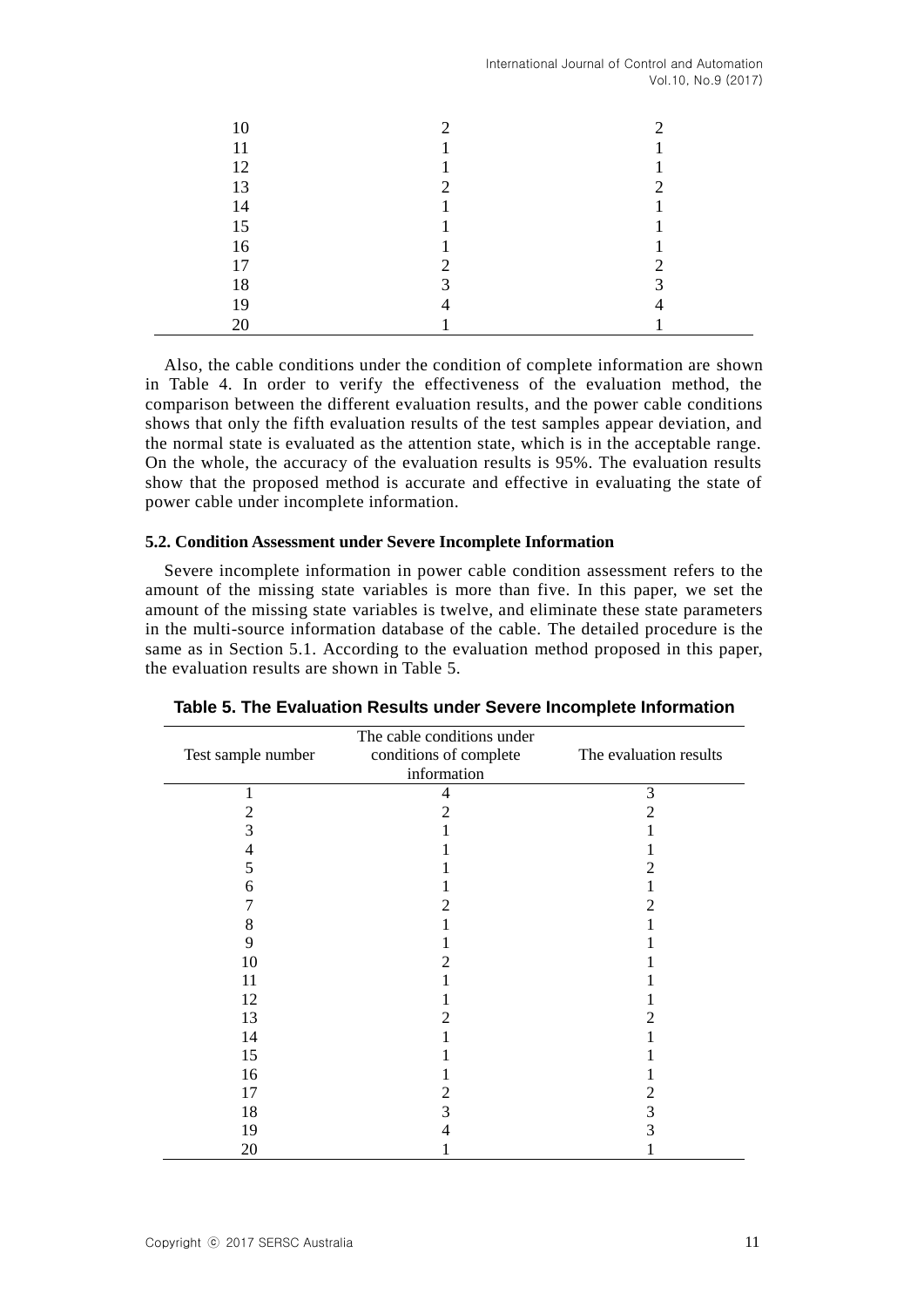| 10 | 2 | 2 |
|---|---|---|
| 11 | 1 | 1 |
| 12 | 1 | 1 |
| 13 | 2 | 2 |
| 14 | 1 | 1 |
| 15 | 1 | 1 |
| 16 | 1 | 1 |
| 17 | 2 | 2 |
| 18 | 3 | 3 |
| 19 | 4 | 4 |
| 20 | 1 | 1 |

Also, the cable conditions under the condition of complete information are shown in Table 4. In order to verify the effectiveness of the evaluation method, the comparison between the different evaluation results, and the power cable conditions shows that only the fifth evaluation results of the test samples appear deviation, and the normal state is evaluated as the attention state, which is in the acceptable range. On the whole, the accuracy of the evaluation results is 95%. The evaluation results show that the proposed method is accurate and effective in evaluating the state of power cable under incomplete information.

### 5.2. Condition Assessment under Severe Incomplete Information

Severe incomplete information in power cable condition assessment refers to the amount of the missing state variables is more than five. In this paper, we set the amount of the missing state variables is twelve, and eliminate these state parameters in the multi-source information database of the cable. The detailed procedure is the same as in Section 5.1. According to the evaluation method proposed in this paper, the evaluation results are shown in Table 5.

**Table 5. The Evaluation Results under Severe Incomplete Information**

| Test sample number | The cable conditions under conditions of complete information | The evaluation results |
|---|---|---|
| 1 | 4 | 3 |
| 2 | 2 | 2 |
| 3 | 1 | 1 |
| 4 | 1 | 1 |
| 5 | 1 | 2 |
| 6 | 1 | 1 |
| 7 | 2 | 2 |
| 8 | 1 | 1 |
| 9 | 1 | 1 |
| 10 | 2 | 1 |
| 11 | 1 | 1 |
| 12 | 1 | 1 |
| 13 | 2 | 2 |
| 14 | 1 | 1 |
| 15 | 1 | 1 |
| 16 | 1 | 1 |
| 17 | 2 | 2 |
| 18 | 3 | 3 |
| 19 | 4 | 3 |
| 20 | 1 | 1 |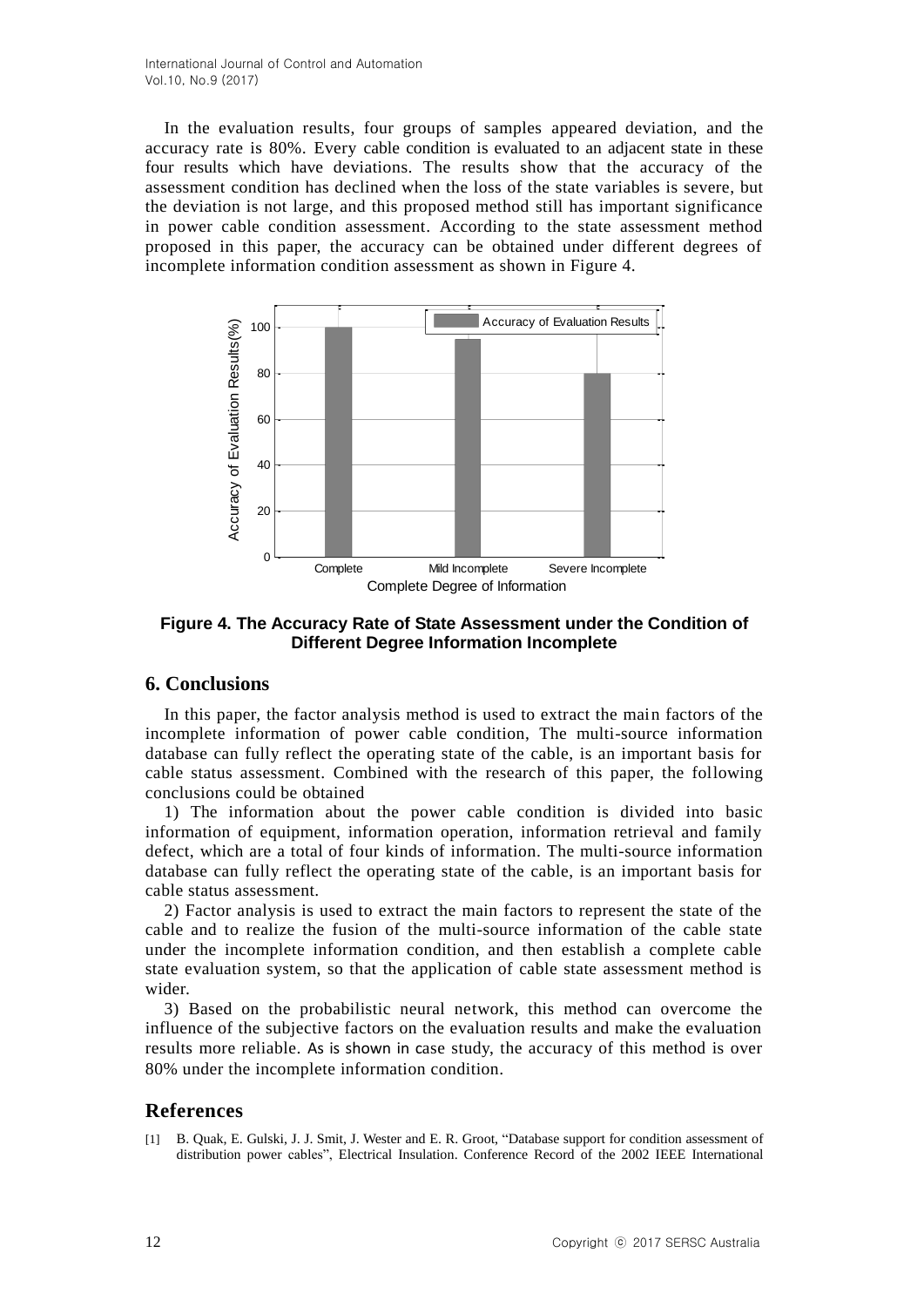In the evaluation results, four groups of samples appeared deviation, and the accuracy rate is 80%. Every cable condition is evaluated to an adjacent state in these four results which have deviations. The results show that the accuracy of the assessment condition has declined when the loss of the state variables is severe, but the deviation is not large, and this proposed method still has important significance in power cable condition assessment. According to the state assessment method proposed in this paper, the accuracy can be obtained under different degrees of incomplete information condition assessment as shown in Figure 4.

**Figure 4. The Accuracy Rate of State Assessment under the Condition of Different Degree Information Incomplete**

## 6. Conclusions

In this paper, the factor analysis method is used to extract the main factors of the incomplete information of power cable condition, The multi-source information database can fully reflect the operating state of the cable, is an important basis for cable status assessment. Combined with the research of this paper, the following conclusions could be obtained

1) The information about the power cable condition is divided into basic information of equipment, information operation, information retrieval and family defect, which are a total of four kinds of information. The multi-source information database can fully reflect the operating state of the cable, is an important basis for cable status assessment.

2) Factor analysis is used to extract the main factors to represent the state of the cable and to realize the fusion of the multi-source information of the cable state under the incomplete information condition, and then establish a complete cable state evaluation system, so that the application of cable state assessment method is wider.

3) Based on the probabilistic neural network, this method can overcome the influence of the subjective factors on the evaluation results and make the evaluation results more reliable. As is shown in case study, the accuracy of this method is over 80% under the incomplete information condition.

## References

[1] B. Quak, E. Gulski, J. J. Smit, J. Wester and E. R. Groot, "Database support for condition assessment of distribution power cables", Electrical Insulation. Conference Record of the 2002 IEEE International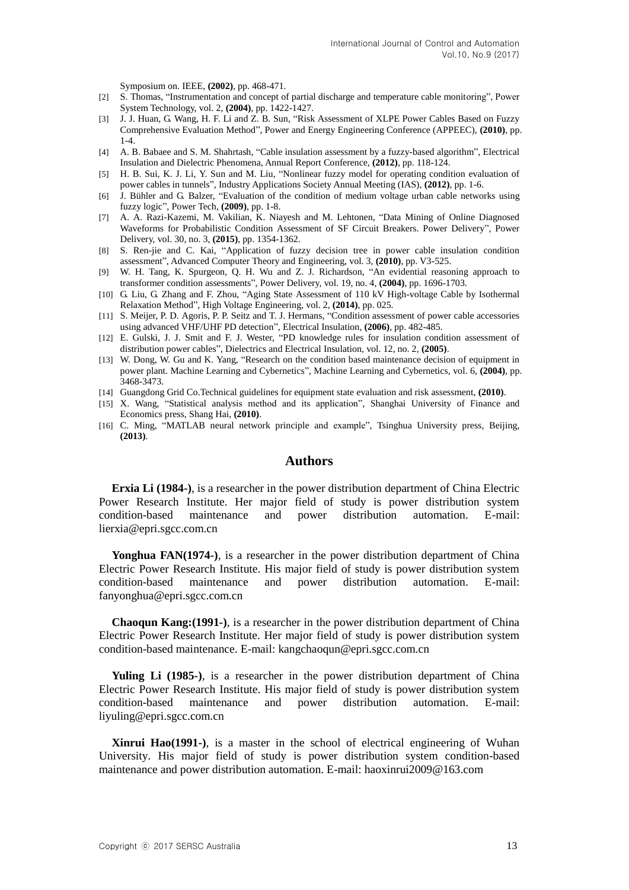Symposium on. IEEE, **(2002)**, pp. 468-471.

[2] S. Thomas, "Instrumentation and concept of partial discharge and temperature cable monitoring", Power System Technology, vol. 2, **(2004)**, pp. 1422-1427.

[3] J. J. Huan, G. Wang, H. F. Li and Z. B. Sun, "Risk Assessment of XLPE Power Cables Based on Fuzzy Comprehensive Evaluation Method", Power and Energy Engineering Conference (APPEEC), **(2010)**, pp. 1-4.

[4] A. B. Babaee and S. M. Shahrtash, "Cable insulation assessment by a fuzzy-based algorithm", Electrical Insulation and Dielectric Phenomena, Annual Report Conference, **(2012)**, pp. 118-124.

[5] H. B. Sui, K. J. Li, Y. Sun and M. Liu, "Nonlinear fuzzy model for operating condition evaluation of power cables in tunnels", Industry Applications Society Annual Meeting (IAS), **(2012)**, pp. 1-6.

[6] J. Bühler and G. Balzer, "Evaluation of the condition of medium voltage urban cable networks using fuzzy logic", Power Tech, **(2009)**, pp. 1-8.

[7] A. A. Razi-Kazemi, M. Vakilian, K. Niayesh and M. Lehtonen, "Data Mining of Online Diagnosed Waveforms for Probabilistic Condition Assessment of SF Circuit Breakers. Power Delivery", Power Delivery, vol. 30, no. 3, **(2015)**, pp. 1354-1362.

[8] S. Ren-jie and C. Kai, "Application of fuzzy decision tree in power cable insulation condition assessment", Advanced Computer Theory and Engineering, vol. 3, **(2010)**, pp. V3-525.

[9] W. H. Tang, K. Spurgeon, Q. H. Wu and Z. J. Richardson, "An evidential reasoning approach to transformer condition assessments", Power Delivery, vol. 19, no. 4, **(2004)**, pp. 1696-1703.

[10] G. Liu, G. Zhang and F. Zhou, "Aging State Assessment of 110 kV High-voltage Cable by Isothermal Relaxation Method", High Voltage Engineering, vol. 2, **(2014)**, pp. 025.

[11] S. Meijer, P. D. Agoris, P. P. Seitz and T. J. Hermans, "Condition assessment of power cable accessories using advanced VHF/UHF PD detection", Electrical Insulation, **(2006)**, pp. 482-485.

[12] E. Gulski, J. J. Smit and F. J. Wester, "PD knowledge rules for insulation condition assessment of distribution power cables", Dielectrics and Electrical Insulation, vol. 12, no. 2, **(2005)**.

[13] W. Dong, W. Gu and K. Yang, "Research on the condition based maintenance decision of equipment in power plant. Machine Learning and Cybernetics", Machine Learning and Cybernetics, vol. 6, **(2004)**, pp. 3468-3473.

[14] Guangdong Grid Co.Technical guidelines for equipment state evaluation and risk assessment, **(2010)**.

[15] X. Wang, "Statistical analysis method and its application", Shanghai University of Finance and Economics press, Shang Hai, **(2010)**.

[16] C. Ming, "MATLAB neural network principle and example", Tsinghua University press, Beijing, **(2013)**.

## Authors

**Erxia Li (1984-)**, is a researcher in the power distribution department of China Electric Power Research Institute. Her major field of study is power distribution system condition-based maintenance and power distribution automation. E-mail: lierxia@epri.sgcc.com.cn

**Yonghua FAN(1974-)**, is a researcher in the power distribution department of China Electric Power Research Institute. His major field of study is power distribution system condition-based maintenance and power distribution automation. E-mail: fanyonghua@epri.sgcc.com.cn

**Chaoqun Kang:(1991-)**, is a researcher in the power distribution department of China Electric Power Research Institute. Her major field of study is power distribution system condition-based maintenance. E-mail: kangchaoqun@epri.sgcc.com.cn

**Yuling Li (1985-)**, is a researcher in the power distribution department of China Electric Power Research Institute. His major field of study is power distribution system condition-based maintenance and power distribution automation. E-mail: liyuling@epri.sgcc.com.cn

**Xinrui Hao(1991-)**, is a master in the school of electrical engineering of Wuhan University. His major field of study is power distribution system condition-based maintenance and power distribution automation. E-mail: haoxinrui2009@163.com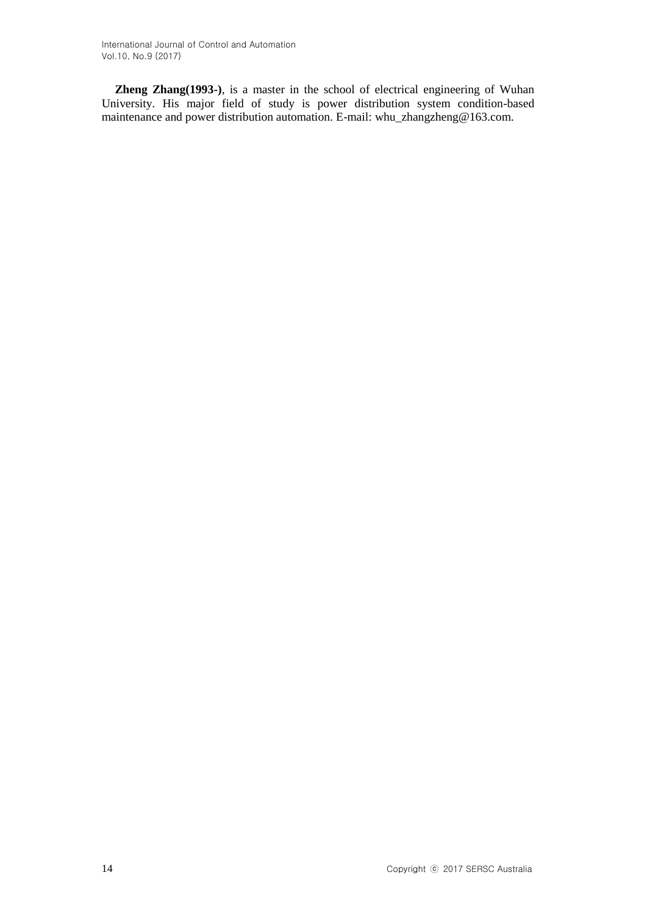**Zheng Zhang(1993-)**, is a master in the school of electrical engineering of Wuhan University. His major field of study is power distribution system condition-based maintenance and power distribution automation. E-mail: whu_zhangzheng@163.com.